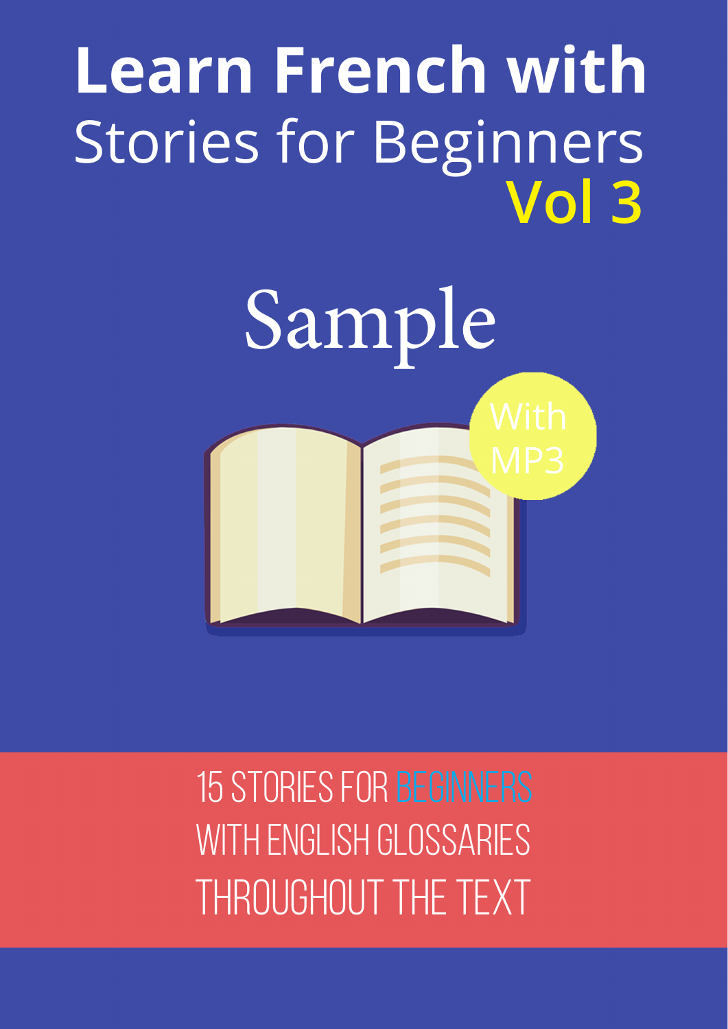# Learn French with Stories for Beginners Vol 3

## Sample

With MP3

15 STORIES FOR BEGINNERS
WITH ENGLISH GLOSSARIES
THROUGHOUT THE TEXT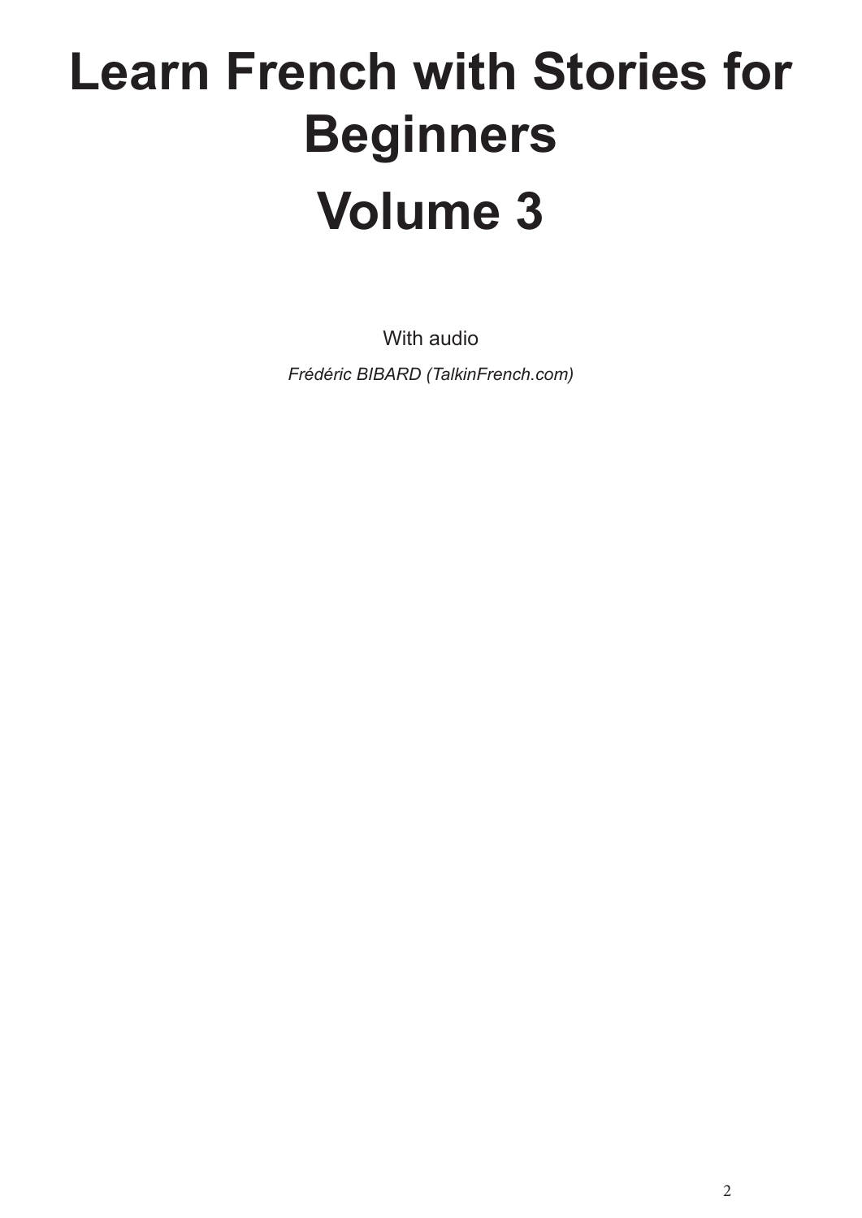# Learn French with Stories for Beginners

# Volume 3

With audio

*Frédéric BIBARD (TalkinFrench.com)*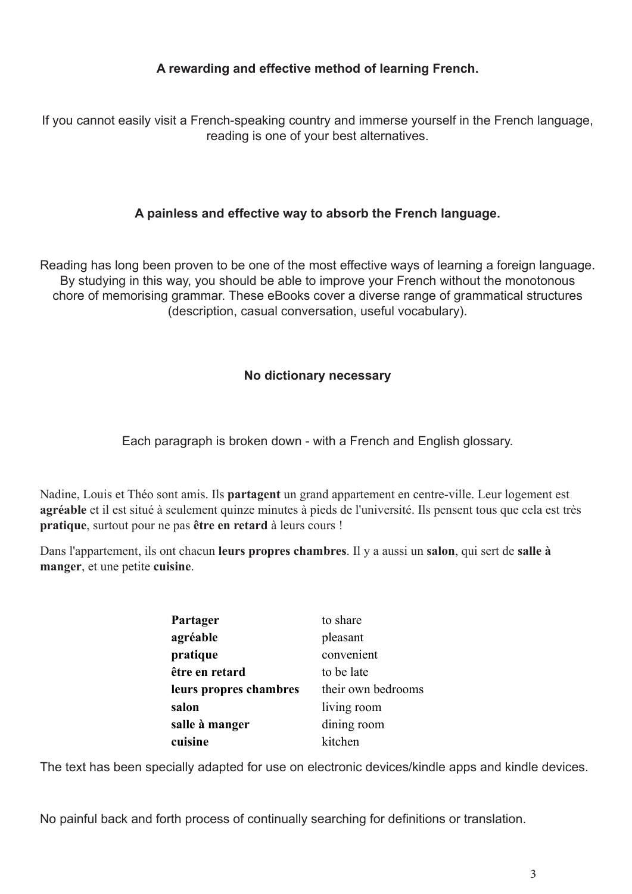**A rewarding and effective method of learning French.**

If you cannot easily visit a French-speaking country and immerse yourself in the French language, reading is one of your best alternatives.

**A painless and effective way to absorb the French language.**

Reading has long been proven to be one of the most effective ways of learning a foreign language. By studying in this way, you should be able to improve your French without the monotonous chore of memorising grammar. These eBooks cover a diverse range of grammatical structures (description, casual conversation, useful vocabulary).

**No dictionary necessary**

Each paragraph is broken down - with a French and English glossary.

Nadine, Louis et Théo sont amis. Ils **partagent** un grand appartement en centre-ville. Leur logement est **agréable** et il est situé à seulement quinze minutes à pieds de l'université. Ils pensent tous que cela est très **pratique**, surtout pour ne pas **être en retard** à leurs cours !

Dans l'appartement, ils ont chacun **leurs propres chambres**. Il y a aussi un **salon**, qui sert de **salle à manger**, et une petite **cuisine**.

| | |
|---|---|
| **Partager** | to share |
| **agréable** | pleasant |
| **pratique** | convenient |
| **être en retard** | to be late |
| **leurs propres chambres** | their own bedrooms |
| **salon** | living room |
| **salle à manger** | dining room |
| **cuisine** | kitchen |

The text has been specially adapted for use on electronic devices/kindle apps and kindle devices.

No painful back and forth process of continually searching for definitions or translation.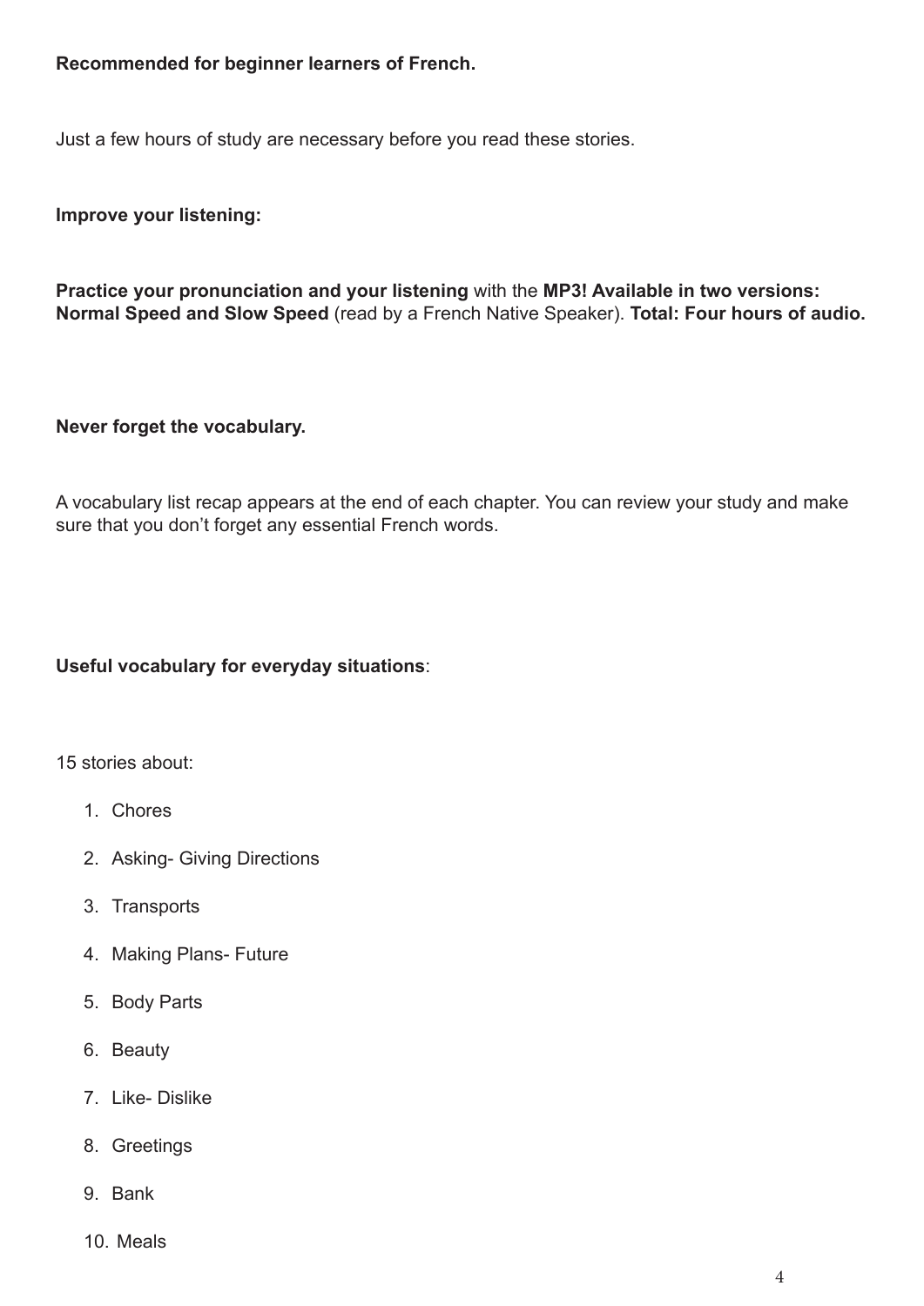**Recommended for beginner learners of French.**

Just a few hours of study are necessary before you read these stories.

**Improve your listening:**

**Practice your pronunciation and your listening** with the **MP3! Available in two versions: Normal Speed and Slow Speed** (read by a French Native Speaker). **Total: Four hours of audio.**

**Never forget the vocabulary.**

A vocabulary list recap appears at the end of each chapter. You can review your study and make sure that you don't forget any essential French words.

**Useful vocabulary for everyday situations**:

15 stories about:

1. Chores
2. Asking- Giving Directions
3. Transports
4. Making Plans- Future
5. Body Parts
6. Beauty
7. Like- Dislike
8. Greetings
9. Bank
10. Meals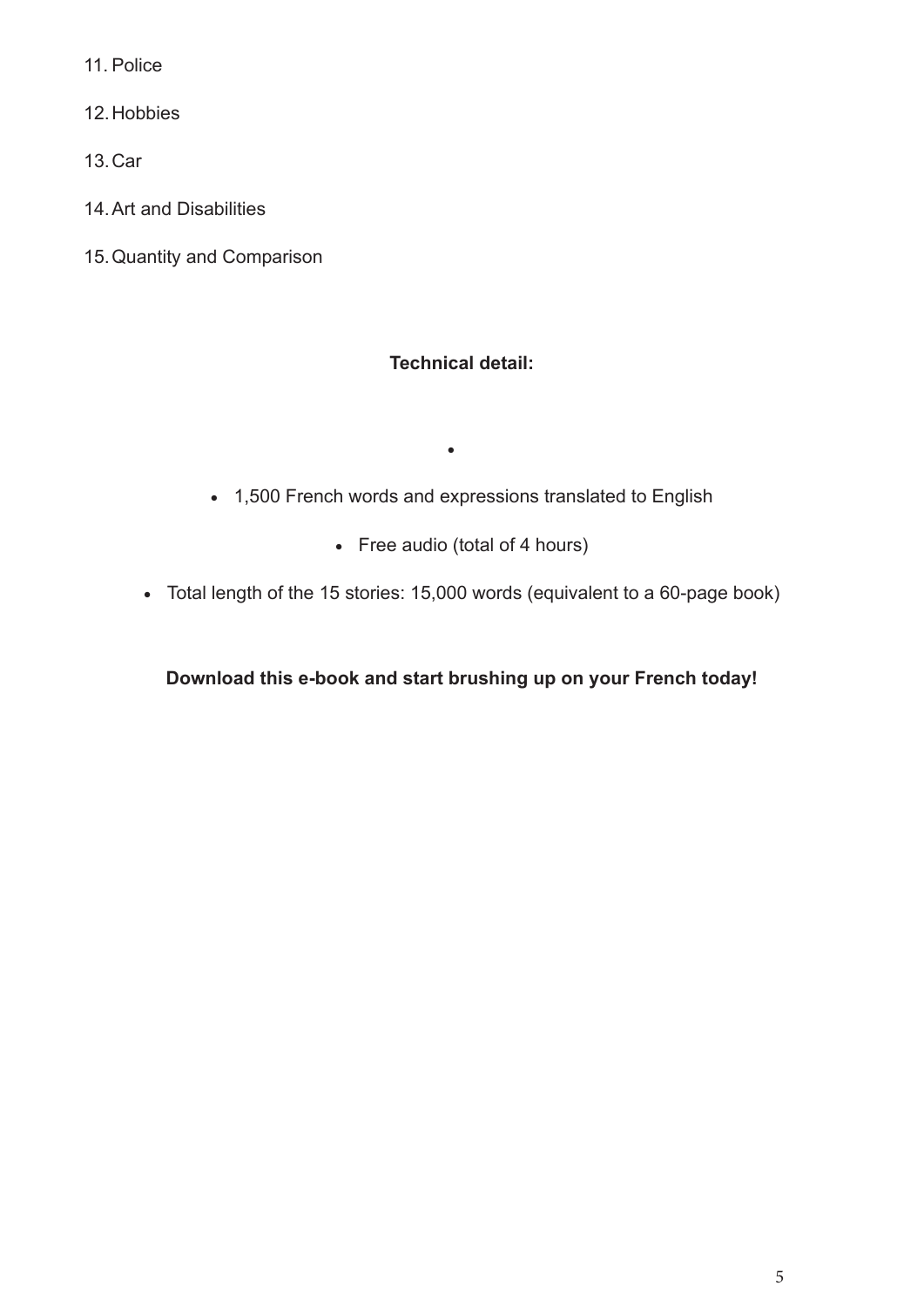11. Police
12. Hobbies
13. Car
14. Art and Disabilities
15. Quantity and Comparison

**Technical detail:**

- 1,500 French words and expressions translated to English
- Free audio (total of 4 hours)
- Total length of the 15 stories: 15,000 words (equivalent to a 60-page book)

**Download this e-book and start brushing up on your French today!**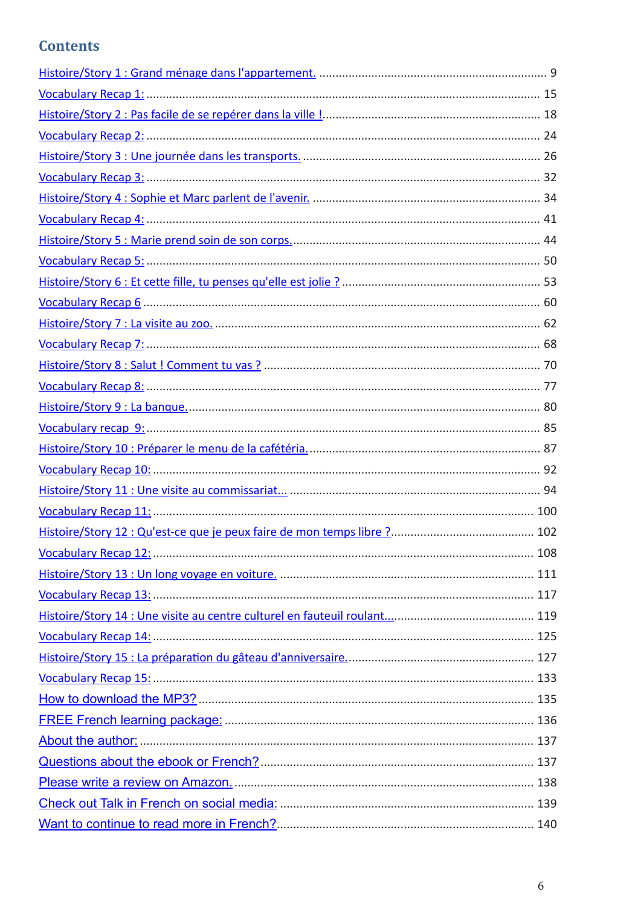## Contents

Histoire/Story 1 : Grand ménage dans l'appartement. .................... 9

Vocabulary Recap 1: .................... 15

Histoire/Story 2 : Pas facile de se repérer dans la ville ! .................... 18

Vocabulary Recap 2: .................... 24

Histoire/Story 3 : Une journée dans les transports. .................... 26

Vocabulary Recap 3: .................... 32

Histoire/Story 4 : Sophie et Marc parlent de l'avenir. .................... 34

Vocabulary Recap 4: .................... 41

Histoire/Story 5 : Marie prend soin de son corps. .................... 44

Vocabulary Recap 5: .................... 50

Histoire/Story 6 : Et cette fille, tu penses qu'elle est jolie ? .................... 53

Vocabulary Recap 6 .................... 60

Histoire/Story 7 : La visite au zoo. .................... 62

Vocabulary Recap 7: .................... 68

Histoire/Story 8 : Salut ! Comment tu vas ? .................... 70

Vocabulary Recap 8: .................... 77

Histoire/Story 9 : La banque. .................... 80

Vocabulary recap 9: .................... 85

Histoire/Story 10 : Préparer le menu de la cafétéria. .................... 87

Vocabulary Recap 10: .................... 92

Histoire/Story 11 : Une visite au commissariat... .................... 94

Vocabulary Recap 11: .................... 100

Histoire/Story 12 : Qu'est-ce que je peux faire de mon temps libre ? .................... 102

Vocabulary Recap 12: .................... 108

Histoire/Story 13 : Un long voyage en voiture. .................... 111

Vocabulary Recap 13: .................... 117

Histoire/Story 14 : Une visite au centre culturel en fauteuil roulant... .................... 119

Vocabulary Recap 14: .................... 125

Histoire/Story 15 : La préparation du gâteau d'anniversaire. .................... 127

Vocabulary Recap 15: .................... 133

How to download the MP3? .................... 135

FREE French learning package: .................... 136

About the author: .................... 137

Questions about the ebook or French? .................... 137

Please write a review on Amazon. .................... 138

Check out Talk in French on social media: .................... 139

Want to continue to read more in French? .................... 140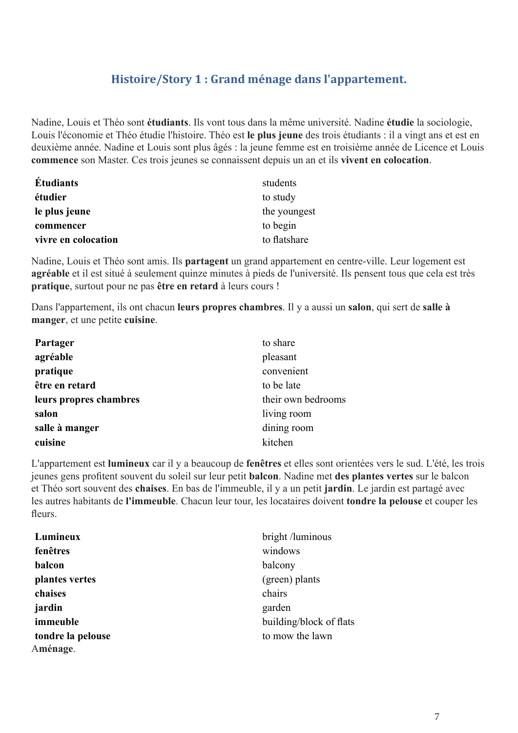## Histoire/Story 1 : Grand ménage dans l'appartement.

Nadine, Louis et Théo sont **étudiants**. Ils vont tous dans la même université. Nadine **étudie** la sociologie, Louis l'économie et Théo étudie l'histoire. Théo est **le plus jeune** des trois étudiants : il a vingt ans et est en deuxième année. Nadine et Louis sont plus âgés : la jeune femme est en troisième année de Licence et Louis **commence** son Master. Ces trois jeunes se connaissent depuis un an et ils **vivent en colocation**.

| | |
|---|---|
| **Étudiants** | students |
| **étudier** | to study |
| **le plus jeune** | the youngest |
| **commencer** | to begin |
| **vivre en colocation** | to flatshare |

Nadine, Louis et Théo sont amis. Ils **partagent** un grand appartement en centre-ville. Leur logement est **agréable** et il est situé à seulement quinze minutes à pieds de l'université. Ils pensent tous que cela est très **pratique**, surtout pour ne pas **être en retard** à leurs cours !

Dans l'appartement, ils ont chacun **leurs propres chambres**. Il y a aussi un **salon**, qui sert de **salle à manger**, et une petite **cuisine**.

| | |
|---|---|
| **Partager** | to share |
| **agréable** | pleasant |
| **pratique** | convenient |
| **être en retard** | to be late |
| **leurs propres chambres** | their own bedrooms |
| **salon** | living room |
| **salle à manger** | dining room |
| **cuisine** | kitchen |

L'appartement est **lumineux** car il y a beaucoup de **fenêtres** et elles sont orientées vers le sud. L'été, les trois jeunes gens profitent souvent du soleil sur leur petit **balcon**. Nadine met **des plantes vertes** sur le balcon et Théo sort souvent des **chaises**. En bas de l'immeuble, il y a un petit **jardin**. Le jardin est partagé avec les autres habitants de **l'immeuble**. Chacun leur tour, les locataires doivent **tondre la pelouse** et couper les fleurs.

| | |
|---|---|
| **Lumineux** | bright /luminous |
| **fenêtres** | windows |
| **balcon** | balcony |
| **plantes vertes** | (green) plants |
| **chaises** | chairs |
| **jardin** | garden |
| **immeuble** | building/block of flats |
| **tondre la pelouse** | to mow the lawn |

A**ménage**.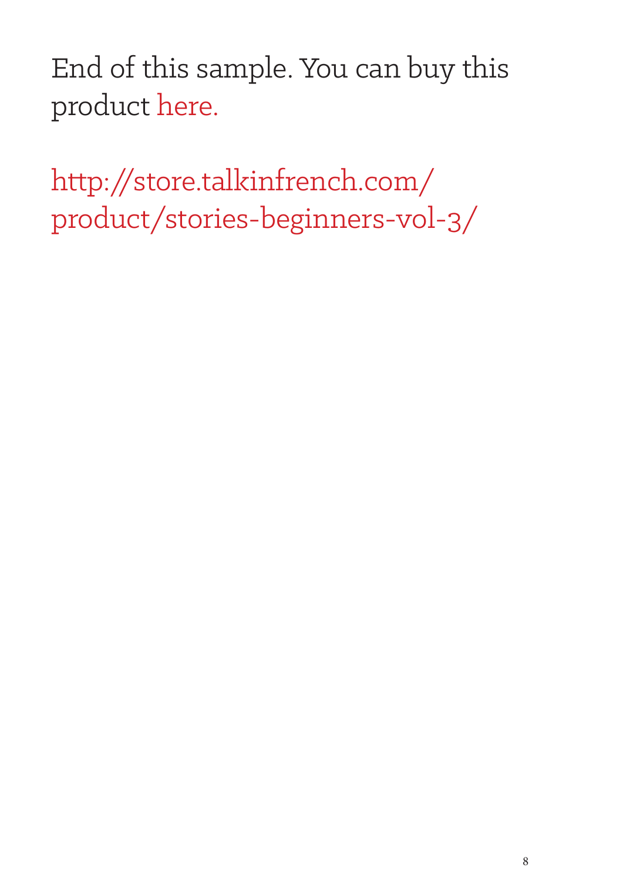End of this sample. You can buy this product here.

http://store.talkinfrench.com/product/stories-beginners-vol-3/